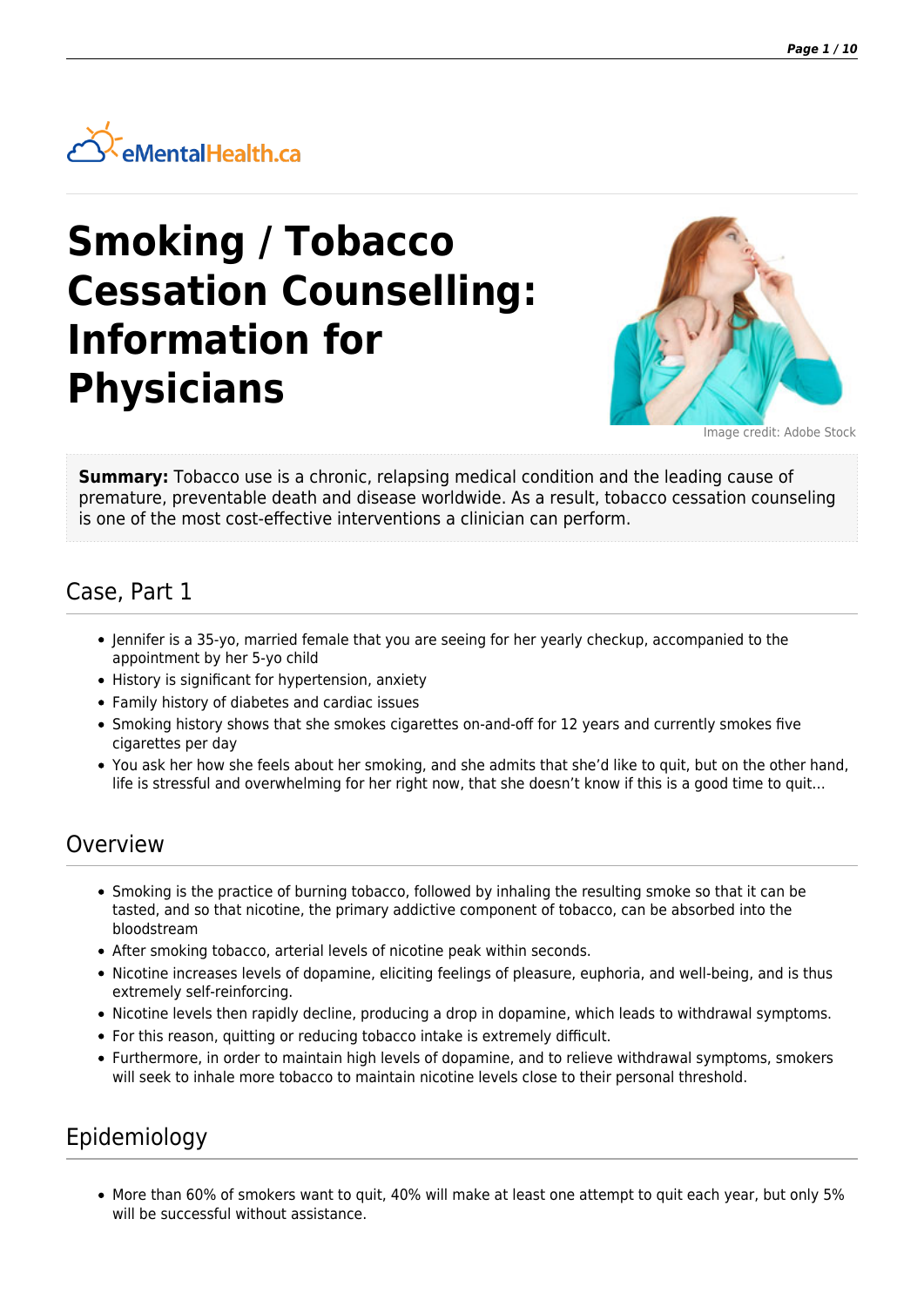eMentalHealth.ca

# Smoking / Tobacco Cessation Counselling: Information for Physicians

Image credit: Adobe Stock

**Summary:** Tobacco use is a chronic, relapsing medical condition and the leading cause of premature, preventable death and disease worldwide. As a result, tobacco cessation counseling is one of the most cost-effective interventions a clinician can perform.

## Case, Part 1

- Jennifer is a 35-yo, married female that you are seeing for her yearly checkup, accompanied to the appointment by her 5-yo child
- History is significant for hypertension, anxiety
- Family history of diabetes and cardiac issues
- Smoking history shows that she smokes cigarettes on-and-off for 12 years and currently smokes five cigarettes per day
- You ask her how she feels about her smoking, and she admits that she'd like to quit, but on the other hand, life is stressful and overwhelming for her right now, that she doesn't know if this is a good time to quit…

## Overview

- Smoking is the practice of burning tobacco, followed by inhaling the resulting smoke so that it can be tasted, and so that nicotine, the primary addictive component of tobacco, can be absorbed into the bloodstream
- After smoking tobacco, arterial levels of nicotine peak within seconds.
- Nicotine increases levels of dopamine, eliciting feelings of pleasure, euphoria, and well-being, and is thus extremely self-reinforcing.
- Nicotine levels then rapidly decline, producing a drop in dopamine, which leads to withdrawal symptoms.
- For this reason, quitting or reducing tobacco intake is extremely difficult.
- Furthermore, in order to maintain high levels of dopamine, and to relieve withdrawal symptoms, smokers will seek to inhale more tobacco to maintain nicotine levels close to their personal threshold.

## Epidemiology

- More than 60% of smokers want to quit, 40% will make at least one attempt to quit each year, but only 5% will be successful without assistance.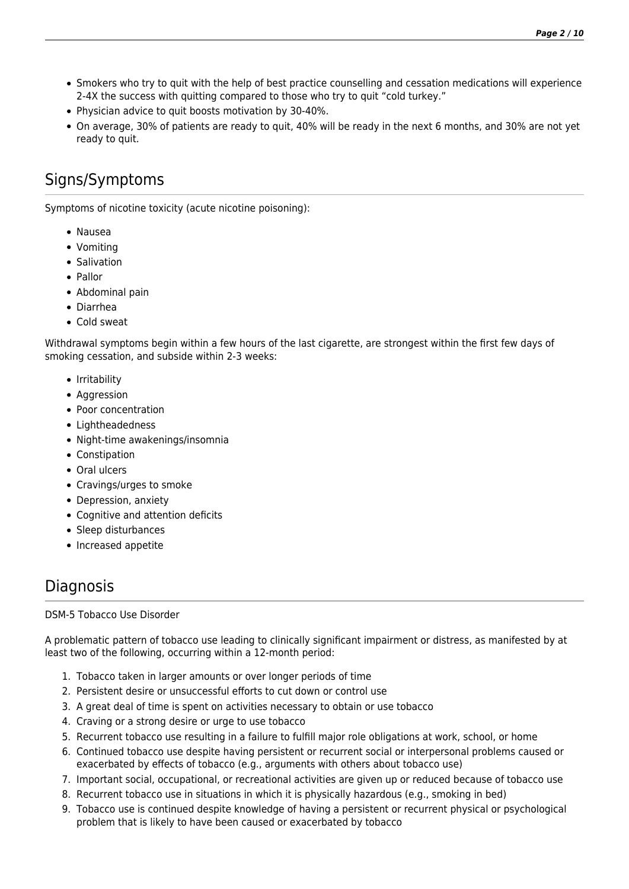- Smokers who try to quit with the help of best practice counselling and cessation medications will experience 2-4X the success with quitting compared to those who try to quit “cold turkey.”
- Physician advice to quit boosts motivation by 30-40%.
- On average, 30% of patients are ready to quit, 40% will be ready in the next 6 months, and 30% are not yet ready to quit.

## Signs/Symptoms

Symptoms of nicotine toxicity (acute nicotine poisoning):

- Nausea
- Vomiting
- Salivation
- Pallor
- Abdominal pain
- Diarrhea
- Cold sweat

Withdrawal symptoms begin within a few hours of the last cigarette, are strongest within the first few days of smoking cessation, and subside within 2-3 weeks:

- Irritability
- Aggression
- Poor concentration
- Lightheadedness
- Night-time awakenings/insomnia
- Constipation
- Oral ulcers
- Cravings/urges to smoke
- Depression, anxiety
- Cognitive and attention deficits
- Sleep disturbances
- Increased appetite

## Diagnosis

DSM-5 Tobacco Use Disorder

A problematic pattern of tobacco use leading to clinically significant impairment or distress, as manifested by at least two of the following, occurring within a 12-month period:

1. Tobacco taken in larger amounts or over longer periods of time
2. Persistent desire or unsuccessful efforts to cut down or control use
3. A great deal of time is spent on activities necessary to obtain or use tobacco
4. Craving or a strong desire or urge to use tobacco
5. Recurrent tobacco use resulting in a failure to fulfill major role obligations at work, school, or home
6. Continued tobacco use despite having persistent or recurrent social or interpersonal problems caused or exacerbated by effects of tobacco (e.g., arguments with others about tobacco use)
7. Important social, occupational, or recreational activities are given up or reduced because of tobacco use
8. Recurrent tobacco use in situations in which it is physically hazardous (e.g., smoking in bed)
9. Tobacco use is continued despite knowledge of having a persistent or recurrent physical or psychological problem that is likely to have been caused or exacerbated by tobacco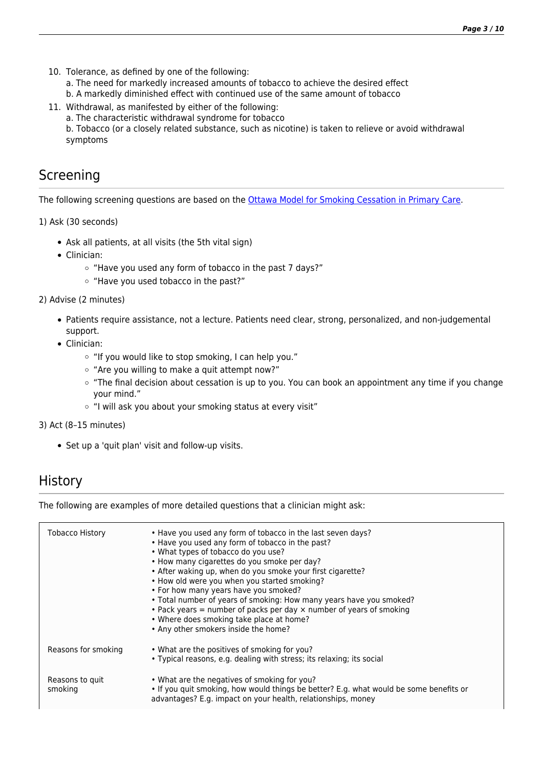10. Tolerance, as defined by one of the following:
    a. The need for markedly increased amounts of tobacco to achieve the desired effect
    b. A markedly diminished effect with continued use of the same amount of tobacco
11. Withdrawal, as manifested by either of the following:
    a. The characteristic withdrawal syndrome for tobacco
    b. Tobacco (or a closely related substance, such as nicotine) is taken to relieve or avoid withdrawal symptoms

## Screening

The following screening questions are based on the Ottawa Model for Smoking Cessation in Primary Care.

1) Ask (30 seconds)

- Ask all patients, at all visits (the 5th vital sign)
- Clinician:
  - "Have you used any form of tobacco in the past 7 days?"
  - "Have you used tobacco in the past?"

2) Advise (2 minutes)

- Patients require assistance, not a lecture. Patients need clear, strong, personalized, and non-judgemental support.
- Clinician:
  - "If you would like to stop smoking, I can help you."
  - "Are you willing to make a quit attempt now?"
  - "The final decision about cessation is up to you. You can book an appointment any time if you change your mind."
  - "I will ask you about your smoking status at every visit"

3) Act (8–15 minutes)

- Set up a 'quit plan' visit and follow-up visits.

## History

The following are examples of more detailed questions that a clinician might ask:

| | |
|---|---|
| Tobacco History | • Have you used any form of tobacco in the last seven days?<br>• Have you used any form of tobacco in the past?<br>• What types of tobacco do you use?<br>• How many cigarettes do you smoke per day?<br>• After waking up, when do you smoke your first cigarette?<br>• How old were you when you started smoking?<br>• For how many years have you smoked?<br>• Total number of years of smoking: How many years have you smoked?<br>• Pack years = number of packs per day × number of years of smoking<br>• Where does smoking take place at home?<br>• Any other smokers inside the home? |
| Reasons for smoking | • What are the positives of smoking for you?<br>• Typical reasons, e.g. dealing with stress; its relaxing; its social |
| Reasons to quit smoking | • What are the negatives of smoking for you?<br>• If you quit smoking, how would things be better? E.g. what would be some benefits or advantages? E.g. impact on your health, relationships, money |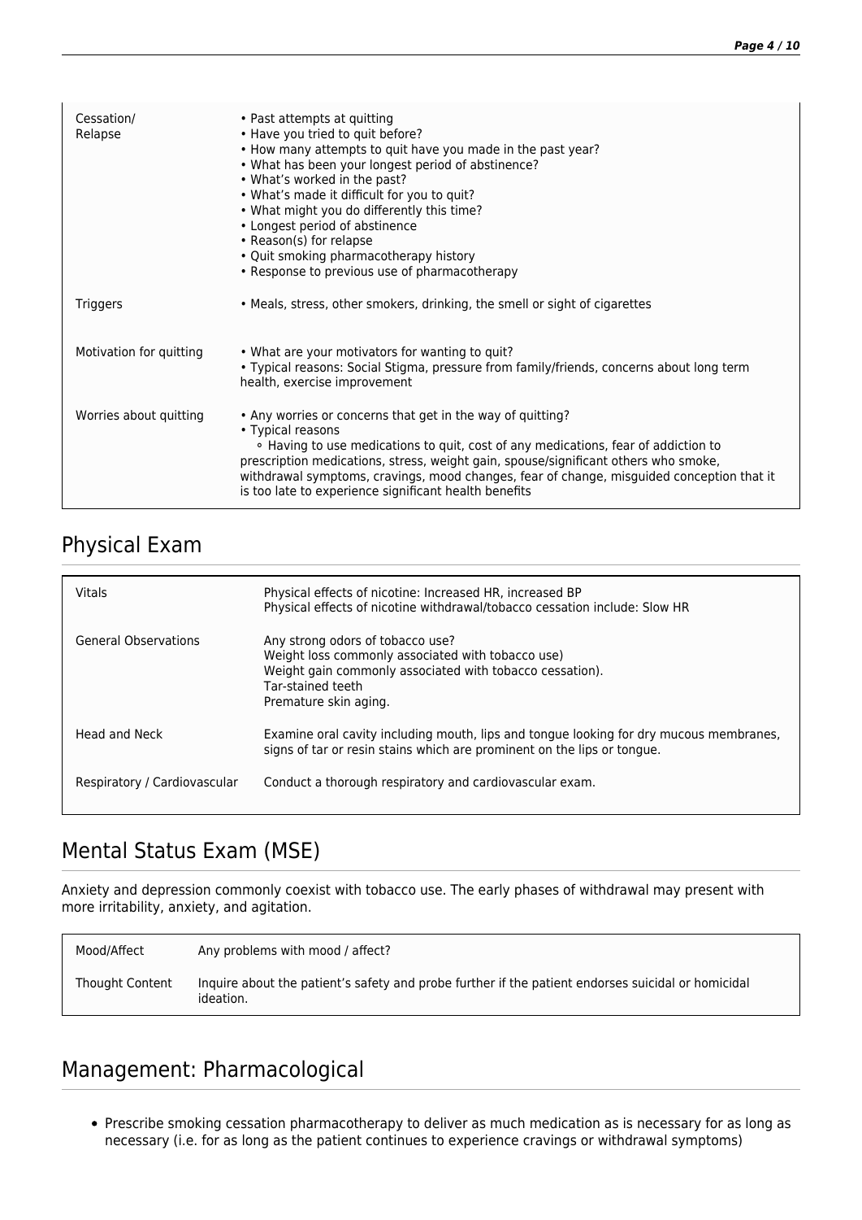| | |
|---|---|
| Cessation/ Relapse | • Past attempts at quitting<br>• Have you tried to quit before?<br>• How many attempts to quit have you made in the past year?<br>• What has been your longest period of abstinence?<br>• What's worked in the past?<br>• What's made it difficult for you to quit?<br>• What might you do differently this time?<br>• Longest period of abstinence<br>• Reason(s) for relapse<br>• Quit smoking pharmacotherapy history<br>• Response to previous use of pharmacotherapy |
| Triggers | • Meals, stress, other smokers, drinking, the smell or sight of cigarettes |
| Motivation for quitting | • What are your motivators for wanting to quit?<br>• Typical reasons: Social Stigma, pressure from family/friends, concerns about long term health, exercise improvement |
| Worries about quitting | • Any worries or concerns that get in the way of quitting?<br>• Typical reasons<br>◦ Having to use medications to quit, cost of any medications, fear of addiction to prescription medications, stress, weight gain, spouse/significant others who smoke, withdrawal symptoms, cravings, mood changes, fear of change, misguided conception that it is too late to experience significant health benefits |

## Physical Exam

| | |
|---|---|
| Vitals | Physical effects of nicotine: Increased HR, increased BP<br>Physical effects of nicotine withdrawal/tobacco cessation include: Slow HR |
| General Observations | Any strong odors of tobacco use?<br>Weight loss commonly associated with tobacco use)<br>Weight gain commonly associated with tobacco cessation).<br>Tar-stained teeth<br>Premature skin aging. |
| Head and Neck | Examine oral cavity including mouth, lips and tongue looking for dry mucous membranes, signs of tar or resin stains which are prominent on the lips or tongue. |
| Respiratory / Cardiovascular | Conduct a thorough respiratory and cardiovascular exam. |

## Mental Status Exam (MSE)

Anxiety and depression commonly coexist with tobacco use. The early phases of withdrawal may present with more irritability, anxiety, and agitation.

| | |
|---|---|
| Mood/Affect | Any problems with mood / affect? |
| Thought Content | Inquire about the patient's safety and probe further if the patient endorses suicidal or homicidal ideation. |

## Management: Pharmacological

- Prescribe smoking cessation pharmacotherapy to deliver as much medication as is necessary for as long as necessary (i.e. for as long as the patient continues to experience cravings or withdrawal symptoms)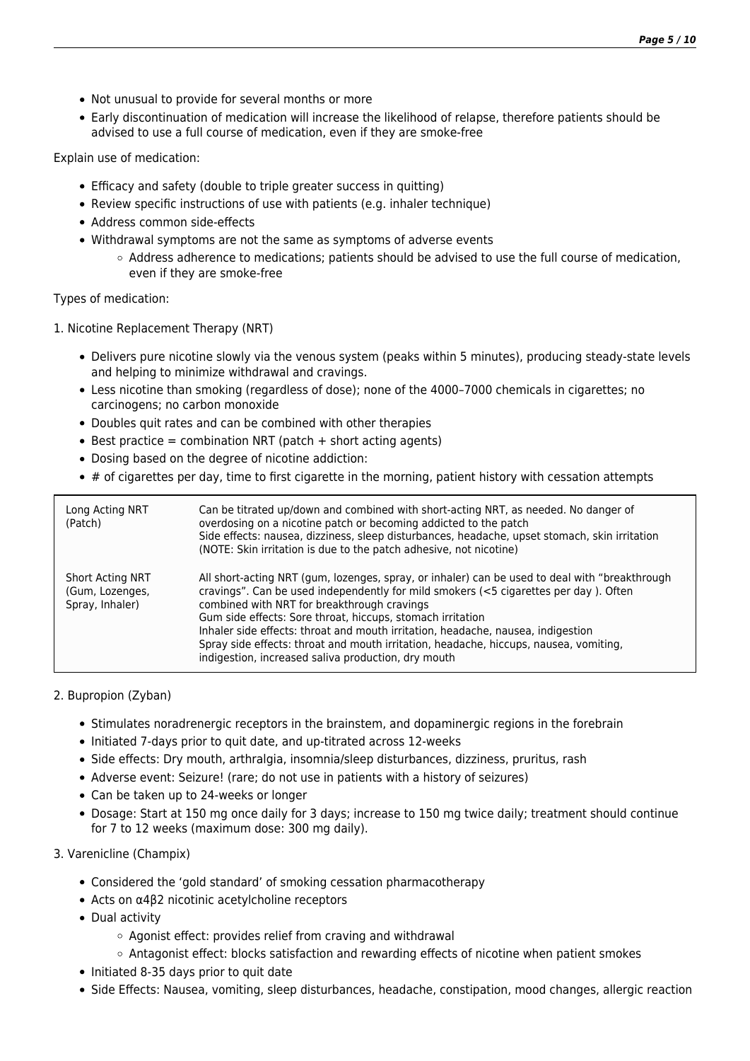- Not unusual to provide for several months or more
- Early discontinuation of medication will increase the likelihood of relapse, therefore patients should be advised to use a full course of medication, even if they are smoke-free

Explain use of medication:

- Efficacy and safety (double to triple greater success in quitting)
- Review specific instructions of use with patients (e.g. inhaler technique)
- Address common side-effects
- Withdrawal symptoms are not the same as symptoms of adverse events
    - Address adherence to medications; patients should be advised to use the full course of medication, even if they are smoke-free

Types of medication:

1. Nicotine Replacement Therapy (NRT)

- Delivers pure nicotine slowly via the venous system (peaks within 5 minutes), producing steady-state levels and helping to minimize withdrawal and cravings.
- Less nicotine than smoking (regardless of dose); none of the 4000–7000 chemicals in cigarettes; no carcinogens; no carbon monoxide
- Doubles quit rates and can be combined with other therapies
- Best practice = combination NRT (patch + short acting agents)
- Dosing based on the degree of nicotine addiction:
- # of cigarettes per day, time to first cigarette in the morning, patient history with cessation attempts

| | |
|---|---|
| Long Acting NRT (Patch) | Can be titrated up/down and combined with short-acting NRT, as needed. No danger of overdosing on a nicotine patch or becoming addicted to the patch<br>Side effects: nausea, dizziness, sleep disturbances, headache, upset stomach, skin irritation (NOTE: Skin irritation is due to the patch adhesive, not nicotine) |
| Short Acting NRT (Gum, Lozenges, Spray, Inhaler) | All short-acting NRT (gum, lozenges, spray, or inhaler) can be used to deal with "breakthrough cravings". Can be used independently for mild smokers (<5 cigarettes per day ). Often combined with NRT for breakthrough cravings<br>Gum side effects: Sore throat, hiccups, stomach irritation<br>Inhaler side effects: throat and mouth irritation, headache, nausea, indigestion<br>Spray side effects: throat and mouth irritation, headache, hiccups, nausea, vomiting, indigestion, increased saliva production, dry mouth |

2. Bupropion (Zyban)

- Stimulates noradrenergic receptors in the brainstem, and dopaminergic regions in the forebrain
- Initiated 7-days prior to quit date, and up-titrated across 12-weeks
- Side effects: Dry mouth, arthralgia, insomnia/sleep disturbances, dizziness, pruritus, rash
- Adverse event: Seizure! (rare; do not use in patients with a history of seizures)
- Can be taken up to 24-weeks or longer
- Dosage: Start at 150 mg once daily for 3 days; increase to 150 mg twice daily; treatment should continue for 7 to 12 weeks (maximum dose: 300 mg daily).

3. Varenicline (Champix)

- Considered the 'gold standard' of smoking cessation pharmacotherapy
- Acts on $\alpha 4\beta 2$ nicotinic acetylcholine receptors
- Dual activity
    - Agonist effect: provides relief from craving and withdrawal
    - Antagonist effect: blocks satisfaction and rewarding effects of nicotine when patient smokes
- Initiated 8-35 days prior to quit date
- Side Effects: Nausea, vomiting, sleep disturbances, headache, constipation, mood changes, allergic reaction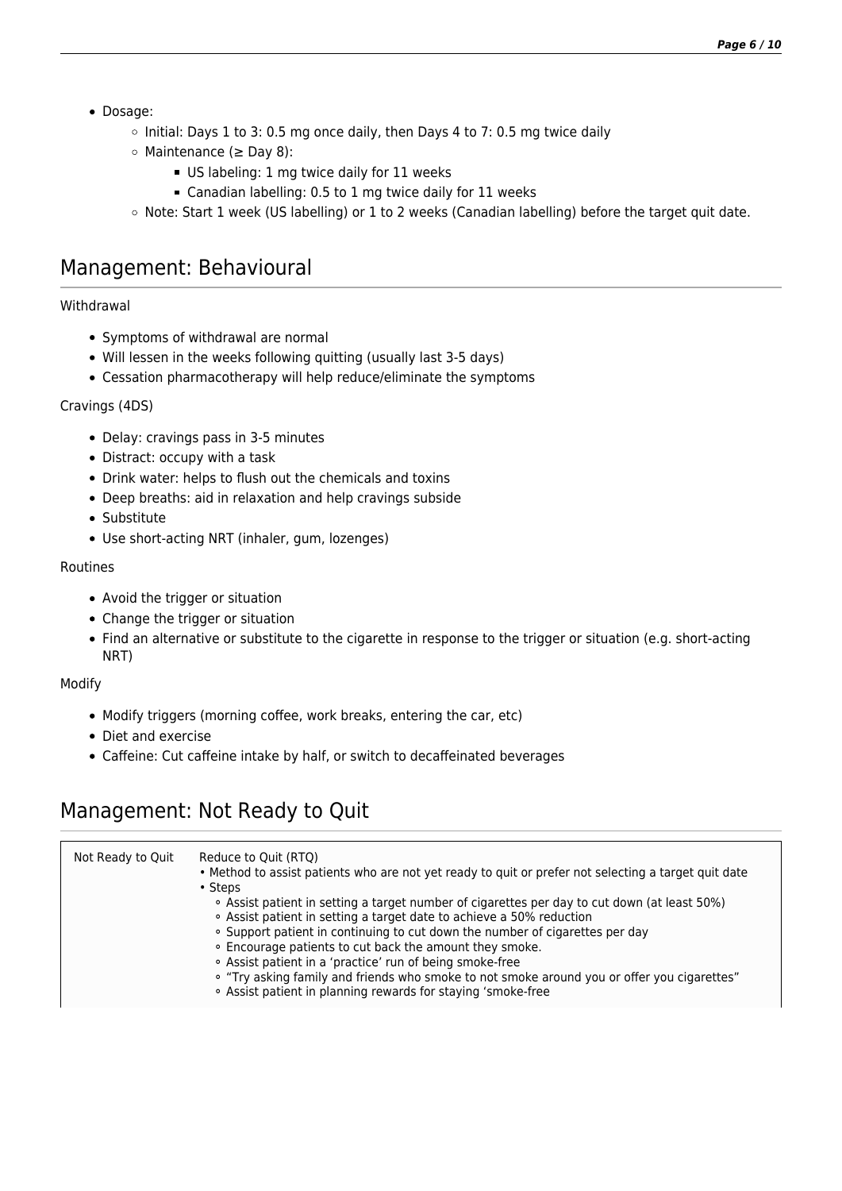- Dosage:
  - Initial: Days 1 to 3: 0.5 mg once daily, then Days 4 to 7: 0.5 mg twice daily
  - Maintenance (≥ Day 8):
    - US labeling: 1 mg twice daily for 11 weeks
    - Canadian labelling: 0.5 to 1 mg twice daily for 11 weeks
  - Note: Start 1 week (US labelling) or 1 to 2 weeks (Canadian labelling) before the target quit date.

## Management: Behavioural

Withdrawal

- Symptoms of withdrawal are normal
- Will lessen in the weeks following quitting (usually last 3-5 days)
- Cessation pharmacotherapy will help reduce/eliminate the symptoms

Cravings (4DS)

- Delay: cravings pass in 3-5 minutes
- Distract: occupy with a task
- Drink water: helps to flush out the chemicals and toxins
- Deep breaths: aid in relaxation and help cravings subside
- Substitute
- Use short-acting NRT (inhaler, gum, lozenges)

Routines

- Avoid the trigger or situation
- Change the trigger or situation
- Find an alternative or substitute to the cigarette in response to the trigger or situation (e.g. short-acting NRT)

Modify

- Modify triggers (morning coffee, work breaks, entering the car, etc)
- Diet and exercise
- Caffeine: Cut caffeine intake by half, or switch to decaffeinated beverages

## Management: Not Ready to Quit

| | |
|---|---|
| Not Ready to Quit | Reduce to Quit (RTQ)<br>• Method to assist patients who are not yet ready to quit or prefer not selecting a target quit date<br>• Steps<br>◦ Assist patient in setting a target number of cigarettes per day to cut down (at least 50%)<br>◦ Assist patient in setting a target date to achieve a 50% reduction<br>◦ Support patient in continuing to cut down the number of cigarettes per day<br>◦ Encourage patients to cut back the amount they smoke.<br>◦ Assist patient in a 'practice' run of being smoke-free<br>◦ "Try asking family and friends who smoke to not smoke around you or offer you cigarettes"<br>◦ Assist patient in planning rewards for staying 'smoke-free |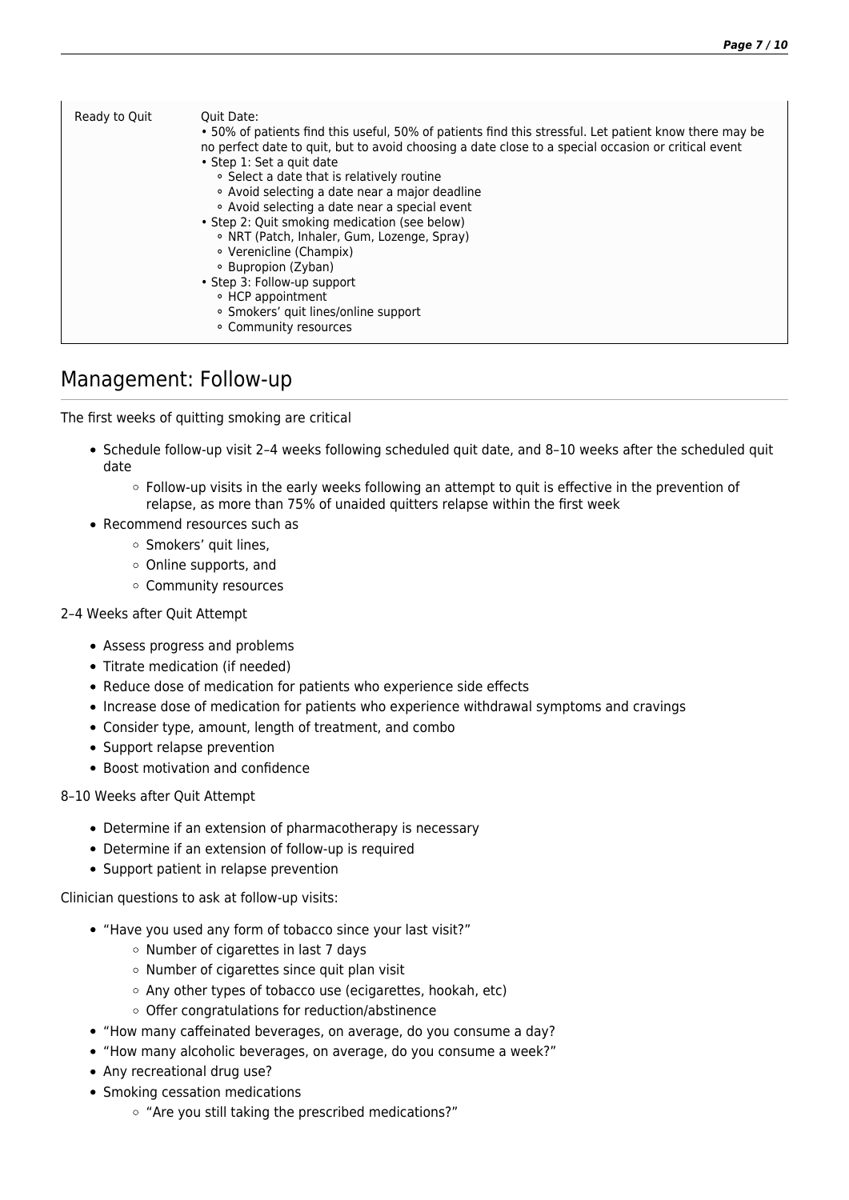| Ready to Quit | Quit Date:<br>• 50% of patients find this useful, 50% of patients find this stressful. Let patient know there may be no perfect date to quit, but to avoid choosing a date close to a special occasion or critical event<br>• Step 1: Set a quit date<br>  ◦ Select a date that is relatively routine<br>  ◦ Avoid selecting a date near a major deadline<br>  ◦ Avoid selecting a date near a special event<br>• Step 2: Quit smoking medication (see below)<br>  ◦ NRT (Patch, Inhaler, Gum, Lozenge, Spray)<br>  ◦ Verenicline (Champix)<br>  ◦ Bupropion (Zyban)<br>• Step 3: Follow-up support<br>  ◦ HCP appointment<br>  ◦ Smokers' quit lines/online support<br>  ◦ Community resources |
|---|---|

## Management: Follow-up

The first weeks of quitting smoking are critical

- Schedule follow-up visit 2–4 weeks following scheduled quit date, and 8–10 weeks after the scheduled quit date
  - Follow-up visits in the early weeks following an attempt to quit is effective in the prevention of relapse, as more than 75% of unaided quitters relapse within the first week
- Recommend resources such as
  - Smokers' quit lines,
  - Online supports, and
  - Community resources

2–4 Weeks after Quit Attempt

- Assess progress and problems
- Titrate medication (if needed)
- Reduce dose of medication for patients who experience side effects
- Increase dose of medication for patients who experience withdrawal symptoms and cravings
- Consider type, amount, length of treatment, and combo
- Support relapse prevention
- Boost motivation and confidence

8–10 Weeks after Quit Attempt

- Determine if an extension of pharmacotherapy is necessary
- Determine if an extension of follow-up is required
- Support patient in relapse prevention

Clinician questions to ask at follow-up visits:

- "Have you used any form of tobacco since your last visit?"
  - Number of cigarettes in last 7 days
  - Number of cigarettes since quit plan visit
  - Any other types of tobacco use (ecigarettes, hookah, etc)
  - Offer congratulations for reduction/abstinence
- "How many caffeinated beverages, on average, do you consume a day?
- "How many alcoholic beverages, on average, do you consume a week?"
- Any recreational drug use?
- Smoking cessation medications
  - "Are you still taking the prescribed medications?"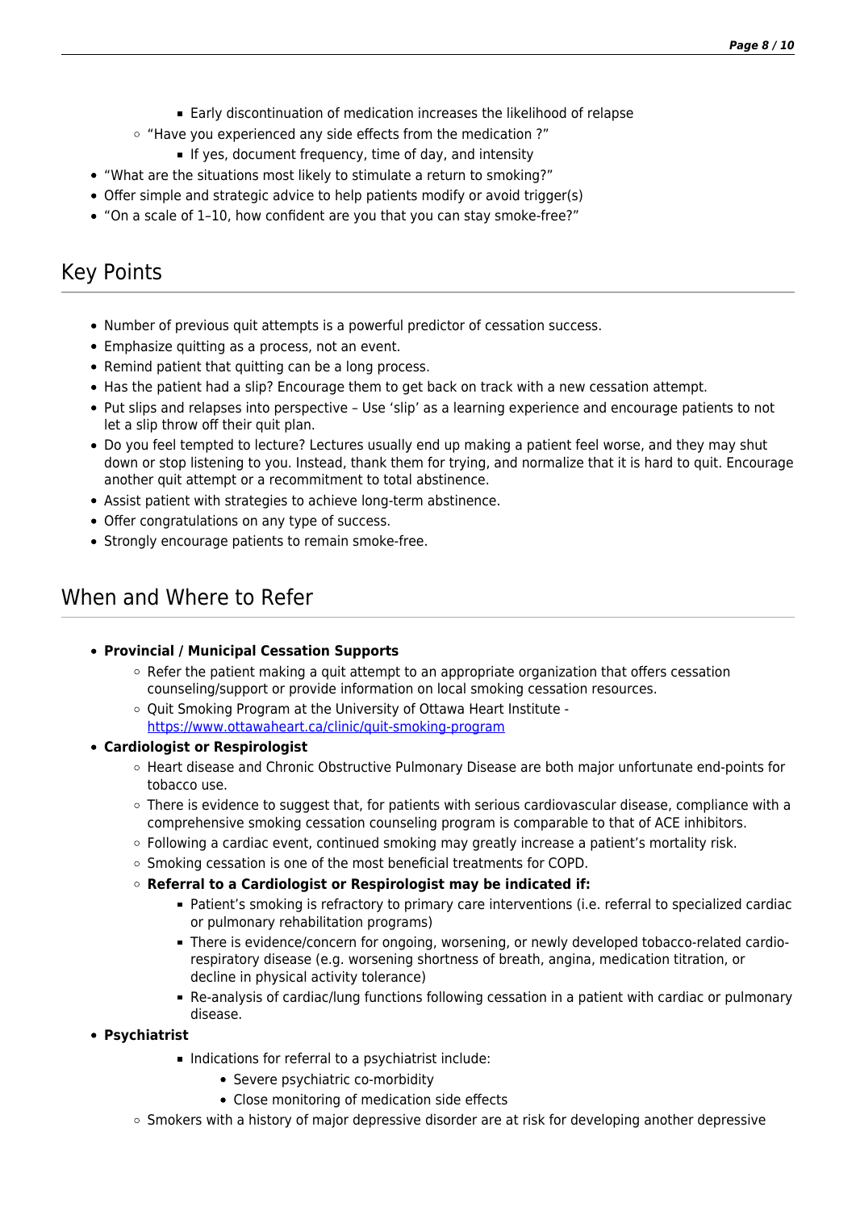- Early discontinuation of medication increases the likelihood of relapse
    - "Have you experienced any side effects from the medication ?"
        - If yes, document frequency, time of day, and intensity
- "What are the situations most likely to stimulate a return to smoking?"
- Offer simple and strategic advice to help patients modify or avoid trigger(s)
- "On a scale of 1–10, how confident are you that you can stay smoke-free?"

## Key Points

- Number of previous quit attempts is a powerful predictor of cessation success.
- Emphasize quitting as a process, not an event.
- Remind patient that quitting can be a long process.
- Has the patient had a slip? Encourage them to get back on track with a new cessation attempt.
- Put slips and relapses into perspective – Use 'slip' as a learning experience and encourage patients to not let a slip throw off their quit plan.
- Do you feel tempted to lecture? Lectures usually end up making a patient feel worse, and they may shut down or stop listening to you. Instead, thank them for trying, and normalize that it is hard to quit. Encourage another quit attempt or a recommitment to total abstinence.
- Assist patient with strategies to achieve long-term abstinence.
- Offer congratulations on any type of success.
- Strongly encourage patients to remain smoke-free.

## When and Where to Refer

- **Provincial / Municipal Cessation Supports**
    - Refer the patient making a quit attempt to an appropriate organization that offers cessation counseling/support or provide information on local smoking cessation resources.
    - Quit Smoking Program at the University of Ottawa Heart Institute - https://www.ottawaheart.ca/clinic/quit-smoking-program
- **Cardiologist or Respirologist**
    - Heart disease and Chronic Obstructive Pulmonary Disease are both major unfortunate end-points for tobacco use.
    - There is evidence to suggest that, for patients with serious cardiovascular disease, compliance with a comprehensive smoking cessation counseling program is comparable to that of ACE inhibitors.
    - Following a cardiac event, continued smoking may greatly increase a patient's mortality risk.
    - Smoking cessation is one of the most beneficial treatments for COPD.
    - **Referral to a Cardiologist or Respirologist may be indicated if:**
        - Patient's smoking is refractory to primary care interventions (i.e. referral to specialized cardiac or pulmonary rehabilitation programs)
        - There is evidence/concern for ongoing, worsening, or newly developed tobacco-related cardio-respiratory disease (e.g. worsening shortness of breath, angina, medication titration, or decline in physical activity tolerance)
        - Re-analysis of cardiac/lung functions following cessation in a patient with cardiac or pulmonary disease.
- **Psychiatrist**
        - Indications for referral to a psychiatrist include:
            - Severe psychiatric co-morbidity
            - Close monitoring of medication side effects
    - Smokers with a history of major depressive disorder are at risk for developing another depressive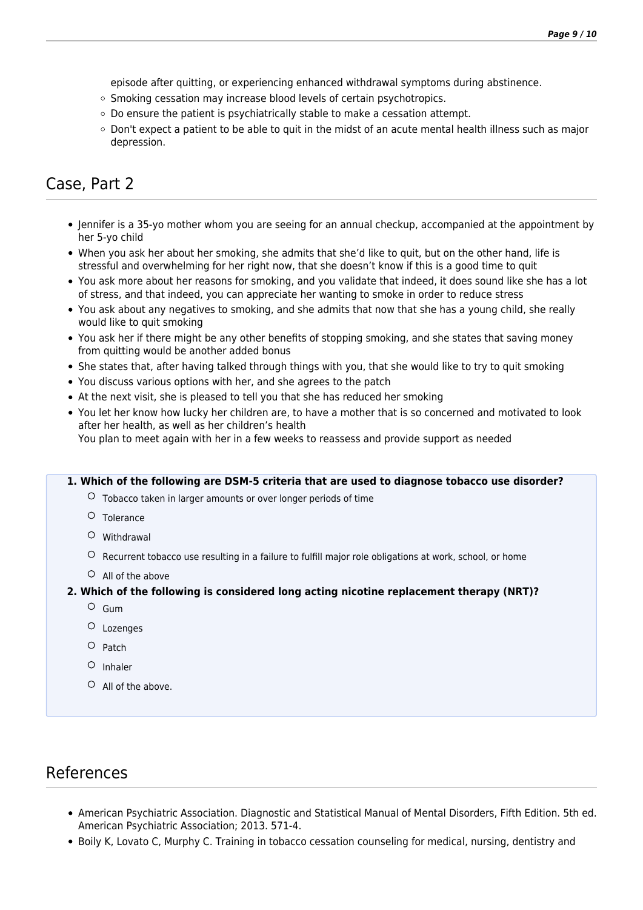- episode after quitting, or experiencing enhanced withdrawal symptoms during abstinence.
  - Smoking cessation may increase blood levels of certain psychotropics.
  - Do ensure the patient is psychiatrically stable to make a cessation attempt.
  - Don't expect a patient to be able to quit in the midst of an acute mental health illness such as major depression.

## Case, Part 2

- Jennifer is a 35-yo mother whom you are seeing for an annual checkup, accompanied at the appointment by her 5-yo child
- When you ask her about her smoking, she admits that she'd like to quit, but on the other hand, life is stressful and overwhelming for her right now, that she doesn't know if this is a good time to quit
- You ask more about her reasons for smoking, and you validate that indeed, it does sound like she has a lot of stress, and that indeed, you can appreciate her wanting to smoke in order to reduce stress
- You ask about any negatives to smoking, and she admits that now that she has a young child, she really would like to quit smoking
- You ask her if there might be any other benefits of stopping smoking, and she states that saving money from quitting would be another added bonus
- She states that, after having talked through things with you, that she would like to try to quit smoking
- You discuss various options with her, and she agrees to the patch
- At the next visit, she is pleased to tell you that she has reduced her smoking
- You let her know how lucky her children are, to have a mother that is so concerned and motivated to look after her health, as well as her children's health
  You plan to meet again with her in a few weeks to reassess and provide support as needed

**1. Which of the following are DSM-5 criteria that are used to diagnose tobacco use disorder?**

- ○ Tobacco taken in larger amounts or over longer periods of time
- ○ Tolerance
- ○ Withdrawal
- ○ Recurrent tobacco use resulting in a failure to fulfill major role obligations at work, school, or home
- ○ All of the above

**2. Which of the following is considered long acting nicotine replacement therapy (NRT)?**

- ○ Gum
- ○ Lozenges
- ○ Patch
- ○ Inhaler
- ○ All of the above.

## References

- American Psychiatric Association. Diagnostic and Statistical Manual of Mental Disorders, Fifth Edition. 5th ed. American Psychiatric Association; 2013. 571-4.
- Boily K, Lovato C, Murphy C. Training in tobacco cessation counseling for medical, nursing, dentistry and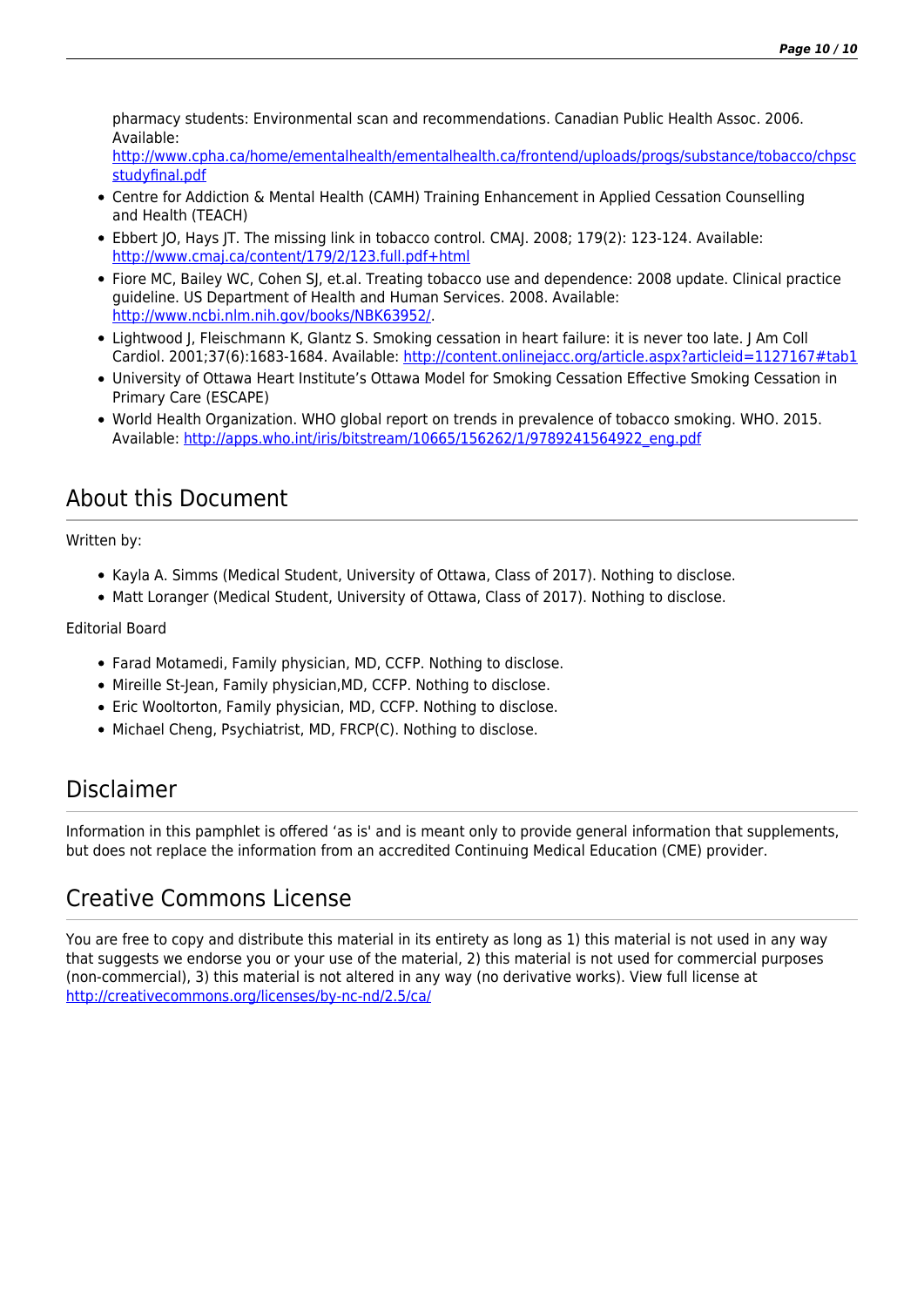pharmacy students: Environmental scan and recommendations. Canadian Public Health Assoc. 2006. Available: http://www.cpha.ca/home/ementalhealth/ementalhealth.ca/frontend/uploads/progs/substance/tobacco/chpscstudyfinal.pdf

- Centre for Addiction & Mental Health (CAMH) Training Enhancement in Applied Cessation Counselling and Health (TEACH)
- Ebbert JO, Hays JT. The missing link in tobacco control. CMAJ. 2008; 179(2): 123-124. Available: http://www.cmaj.ca/content/179/2/123.full.pdf+html
- Fiore MC, Bailey WC, Cohen SJ, et.al. Treating tobacco use and dependence: 2008 update. Clinical practice guideline. US Department of Health and Human Services. 2008. Available: http://www.ncbi.nlm.nih.gov/books/NBK63952/.
- Lightwood J, Fleischmann K, Glantz S. Smoking cessation in heart failure: it is never too late. J Am Coll Cardiol. 2001;37(6):1683-1684. Available: http://content.onlinejacc.org/article.aspx?articleid=1127167#tab1
- University of Ottawa Heart Institute's Ottawa Model for Smoking Cessation Effective Smoking Cessation in Primary Care (ESCAPE)
- World Health Organization. WHO global report on trends in prevalence of tobacco smoking. WHO. 2015. Available: http://apps.who.int/iris/bitstream/10665/156262/1/9789241564922_eng.pdf

## About this Document

Written by:

- Kayla A. Simms (Medical Student, University of Ottawa, Class of 2017). Nothing to disclose.
- Matt Loranger (Medical Student, University of Ottawa, Class of 2017). Nothing to disclose.

Editorial Board

- Farad Motamedi, Family physician, MD, CCFP. Nothing to disclose.
- Mireille St-Jean, Family physician,MD, CCFP. Nothing to disclose.
- Eric Wooltorton, Family physician, MD, CCFP. Nothing to disclose.
- Michael Cheng, Psychiatrist, MD, FRCP(C). Nothing to disclose.

## Disclaimer

Information in this pamphlet is offered 'as is' and is meant only to provide general information that supplements, but does not replace the information from an accredited Continuing Medical Education (CME) provider.

## Creative Commons License

You are free to copy and distribute this material in its entirety as long as 1) this material is not used in any way that suggests we endorse you or your use of the material, 2) this material is not used for commercial purposes (non-commercial), 3) this material is not altered in any way (no derivative works). View full license at http://creativecommons.org/licenses/by-nc-nd/2.5/ca/